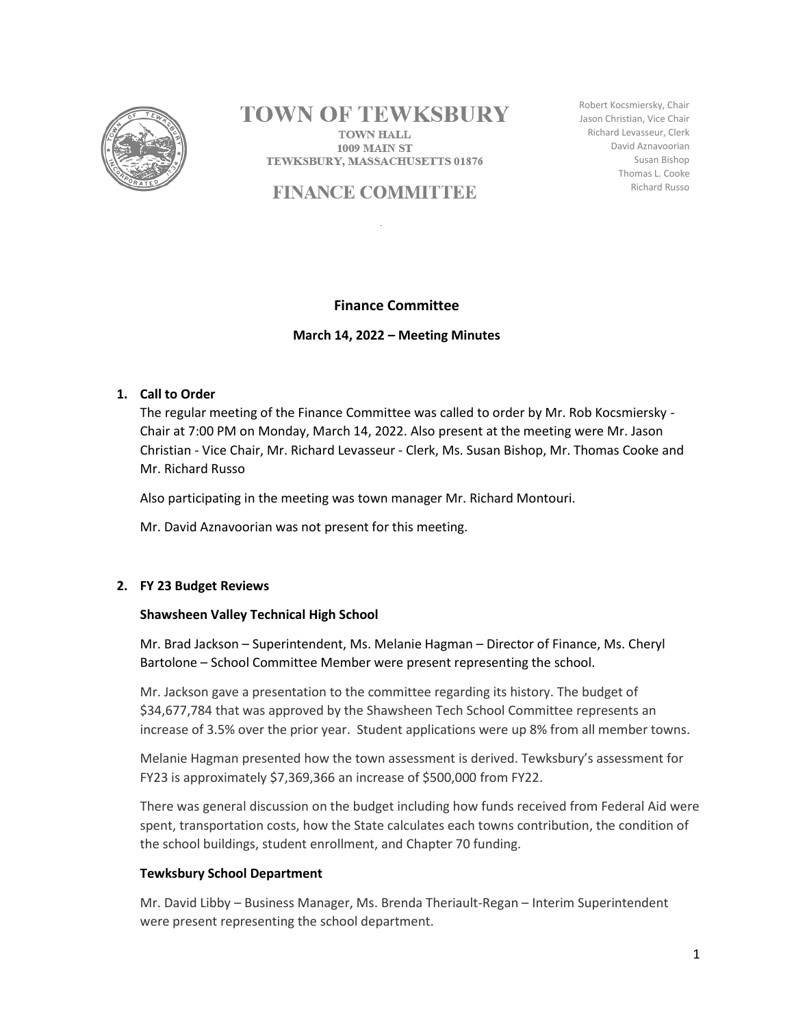# TOWN OF TEWKSBURY

TOWN HALL
1009 MAIN ST
TEWKSBURY, MASSACHUSETTS 01876

## FINANCE COMMITTEE

Robert Kocsmiersky, Chair
Jason Christian, Vice Chair
Richard Levasseur, Clerk
David Aznavoorian
Susan Bishop
Thomas L. Cooke
Richard Russo

**Finance Committee**

**March 14, 2022 – Meeting Minutes**

1. **Call to Order**

   The regular meeting of the Finance Committee was called to order by Mr. Rob Kocsmiersky - Chair at 7:00 PM on Monday, March 14, 2022. Also present at the meeting were Mr. Jason Christian - Vice Chair, Mr. Richard Levasseur - Clerk, Ms. Susan Bishop, Mr. Thomas Cooke and Mr. Richard Russo

   Also participating in the meeting was town manager Mr. Richard Montouri.

   Mr. David Aznavoorian was not present for this meeting.

2. **FY 23 Budget Reviews**

   **Shawsheen Valley Technical High School**

   Mr. Brad Jackson – Superintendent, Ms. Melanie Hagman – Director of Finance, Ms. Cheryl Bartolone – School Committee Member were present representing the school.

   Mr. Jackson gave a presentation to the committee regarding its history. The budget of $34,677,784 that was approved by the Shawsheen Tech School Committee represents an increase of 3.5% over the prior year. Student applications were up 8% from all member towns.

   Melanie Hagman presented how the town assessment is derived. Tewksbury's assessment for FY23 is approximately $7,369,366 an increase of $500,000 from FY22.

   There was general discussion on the budget including how funds received from Federal Aid were spent, transportation costs, how the State calculates each towns contribution, the condition of the school buildings, student enrollment, and Chapter 70 funding.

   **Tewksbury School Department**

   Mr. David Libby – Business Manager, Ms. Brenda Theriault-Regan – Interim Superintendent were present representing the school department.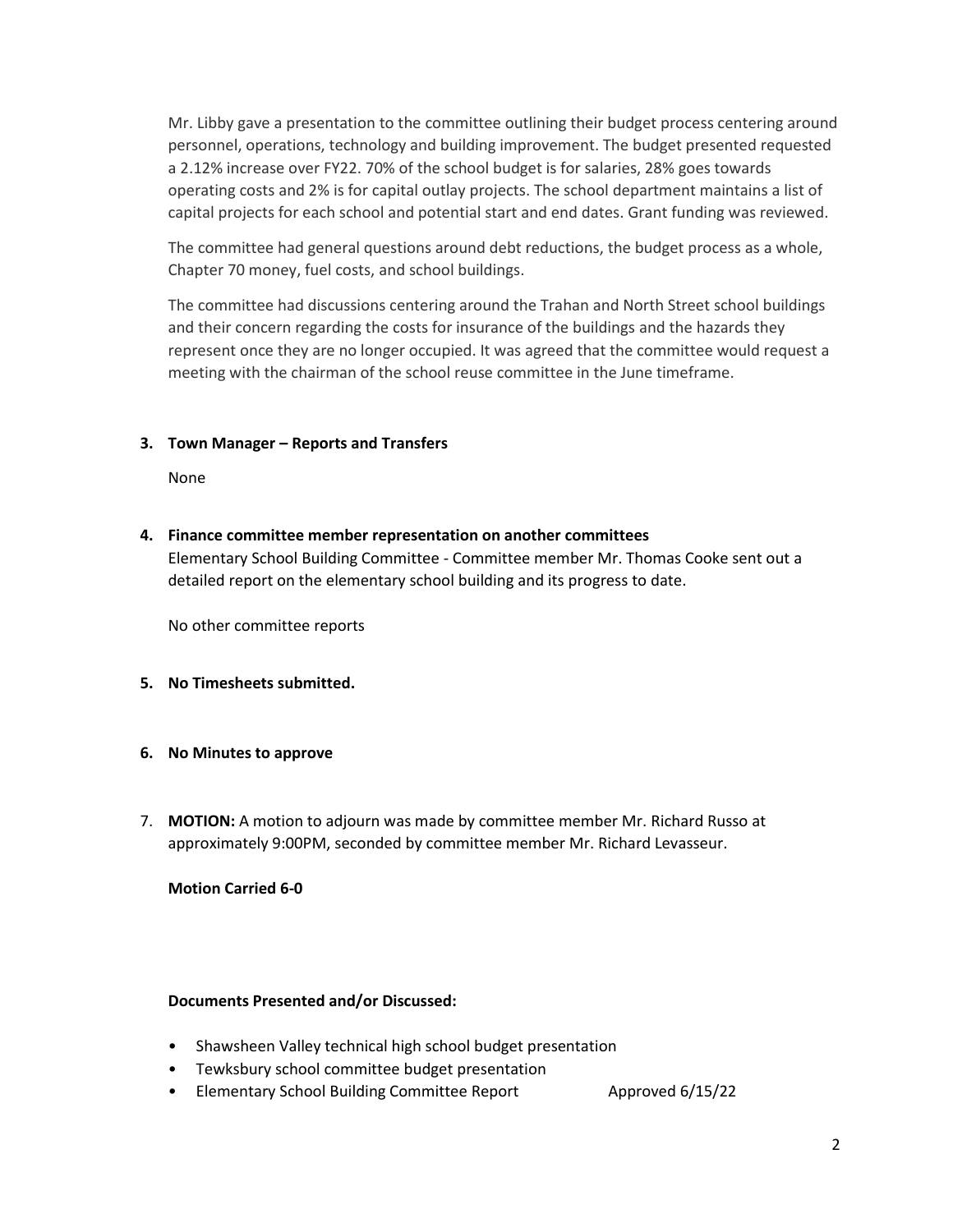Mr. Libby gave a presentation to the committee outlining their budget process centering around personnel, operations, technology and building improvement. The budget presented requested a 2.12% increase over FY22. 70% of the school budget is for salaries, 28% goes towards operating costs and 2% is for capital outlay projects. The school department maintains a list of capital projects for each school and potential start and end dates. Grant funding was reviewed.

The committee had general questions around debt reductions, the budget process as a whole, Chapter 70 money, fuel costs, and school buildings.

The committee had discussions centering around the Trahan and North Street school buildings and their concern regarding the costs for insurance of the buildings and the hazards they represent once they are no longer occupied. It was agreed that the committee would request a meeting with the chairman of the school reuse committee in the June timeframe.

3. **Town Manager – Reports and Transfers**

   None

4. **Finance committee member representation on another committees**
   Elementary School Building Committee - Committee member Mr. Thomas Cooke sent out a detailed report on the elementary school building and its progress to date.

   No other committee reports

5. **No Timesheets submitted.**

6. **No Minutes to approve**

7. **MOTION:** A motion to adjourn was made by committee member Mr. Richard Russo at approximately 9:00PM, seconded by committee member Mr. Richard Levasseur.

   **Motion Carried 6-0**

**Documents Presented and/or Discussed:**

- Shawsheen Valley technical high school budget presentation
- Tewksbury school committee budget presentation
- Elementary School Building Committee Report

Approved 6/15/22